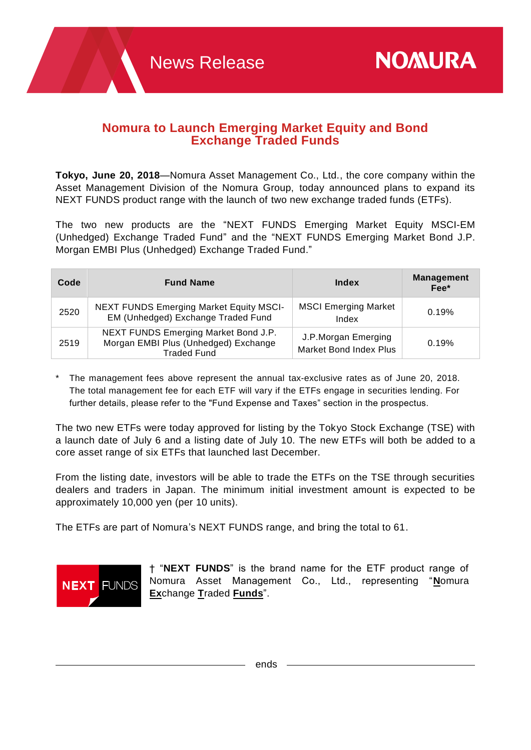News Release

NOMURA

# Nomura to Launch Emerging Market Equity and Bond Exchange Traded Funds

**Tokyo, June 20, 2018**—Nomura Asset Management Co., Ltd., the core company within the Asset Management Division of the Nomura Group, today announced plans to expand its NEXT FUNDS product range with the launch of two new exchange traded funds (ETFs).

The two new products are the "NEXT FUNDS Emerging Market Equity MSCI-EM (Unhedged) Exchange Traded Fund" and the "NEXT FUNDS Emerging Market Bond J.P. Morgan EMBI Plus (Unhedged) Exchange Traded Fund."

| Code | Fund Name | Index | Management Fee* |
|---|---|---|---|
| 2520 | NEXT FUNDS Emerging Market Equity MSCI-EM (Unhedged) Exchange Traded Fund | MSCI Emerging Market Index | 0.19% |
| 2519 | NEXT FUNDS Emerging Market Bond J.P. Morgan EMBI Plus (Unhedged) Exchange Traded Fund | J.P.Morgan Emerging Market Bond Index Plus | 0.19% |

\* The management fees above represent the annual tax-exclusive rates as of June 20, 2018. The total management fee for each ETF will vary if the ETFs engage in securities lending. For further details, please refer to the "Fund Expense and Taxes" section in the prospectus.

The two new ETFs were today approved for listing by the Tokyo Stock Exchange (TSE) with a launch date of July 6 and a listing date of July 10. The new ETFs will both be added to a core asset range of six ETFs that launched last December.

From the listing date, investors will be able to trade the ETFs on the TSE through securities dealers and traders in Japan. The minimum initial investment amount is expected to be approximately 10,000 yen (per 10 units).

The ETFs are part of Nomura's NEXT FUNDS range, and bring the total to 61.

NEXT FUNDS

† "**NEXT FUNDS**" is the brand name for the ETF product range of Nomura Asset Management Co., Ltd., representing "**N**omura **Ex**change **T**raded **Funds**".

ends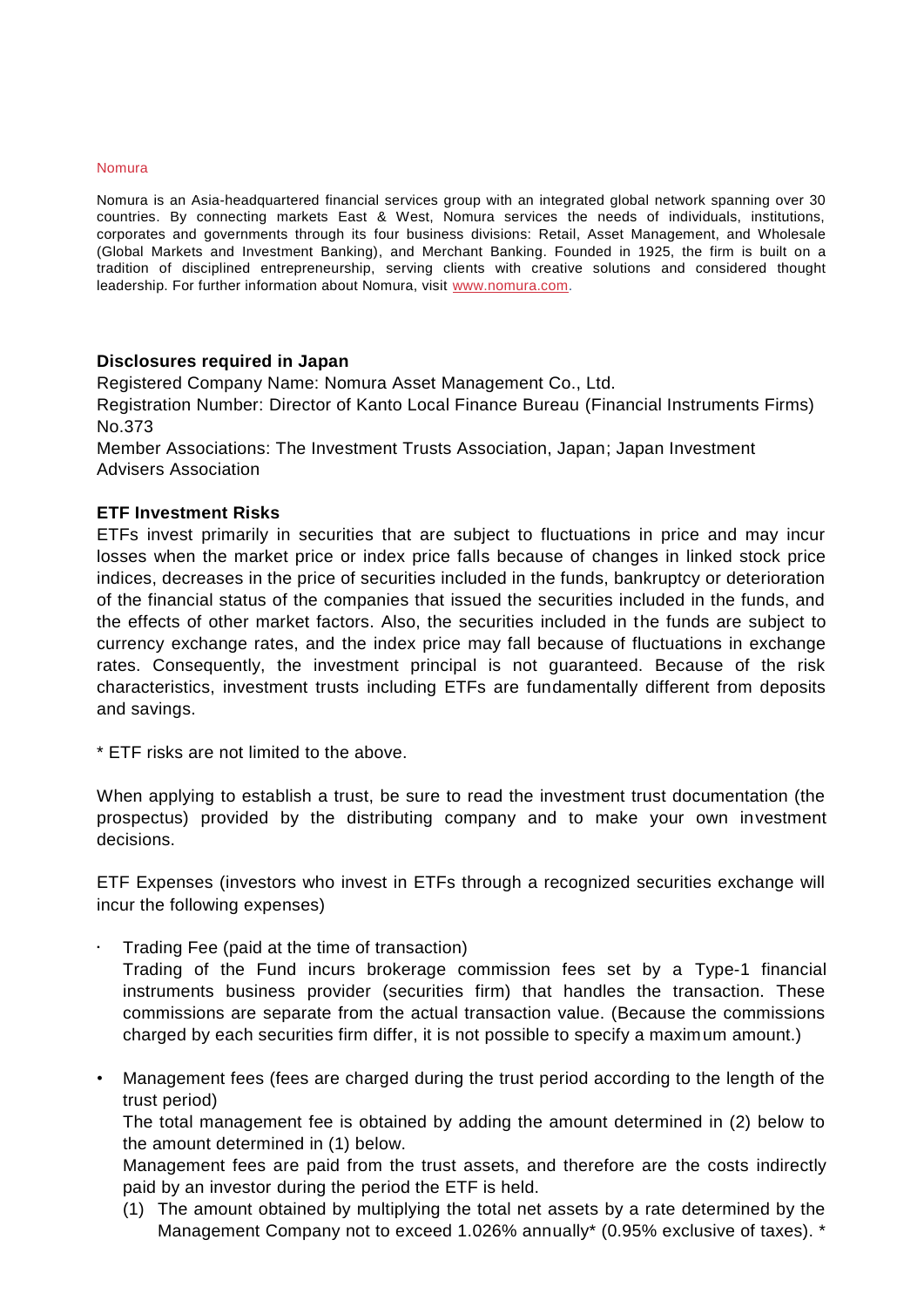Nomura

Nomura is an Asia-headquartered financial services group with an integrated global network spanning over 30 countries. By connecting markets East & West, Nomura services the needs of individuals, institutions, corporates and governments through its four business divisions: Retail, Asset Management, and Wholesale (Global Markets and Investment Banking), and Merchant Banking. Founded in 1925, the firm is built on a tradition of disciplined entrepreneurship, serving clients with creative solutions and considered thought leadership. For further information about Nomura, visit www.nomura.com.

**Disclosures required in Japan**

Registered Company Name: Nomura Asset Management Co., Ltd.
Registration Number: Director of Kanto Local Finance Bureau (Financial Instruments Firms) No.373
Member Associations: The Investment Trusts Association, Japan; Japan Investment Advisers Association

**ETF Investment Risks**

ETFs invest primarily in securities that are subject to fluctuations in price and may incur losses when the market price or index price falls because of changes in linked stock price indices, decreases in the price of securities included in the funds, bankruptcy or deterioration of the financial status of the companies that issued the securities included in the funds, and the effects of other market factors. Also, the securities included in the funds are subject to currency exchange rates, and the index price may fall because of fluctuations in exchange rates. Consequently, the investment principal is not guaranteed. Because of the risk characteristics, investment trusts including ETFs are fundamentally different from deposits and savings.

* ETF risks are not limited to the above.

When applying to establish a trust, be sure to read the investment trust documentation (the prospectus) provided by the distributing company and to make your own investment decisions.

ETF Expenses (investors who invest in ETFs through a recognized securities exchange will incur the following expenses)

- Trading Fee (paid at the time of transaction)
  Trading of the Fund incurs brokerage commission fees set by a Type-1 financial instruments business provider (securities firm) that handles the transaction. These commissions are separate from the actual transaction value. (Because the commissions charged by each securities firm differ, it is not possible to specify a maximum amount.)
- Management fees (fees are charged during the trust period according to the length of the trust period)
  The total management fee is obtained by adding the amount determined in (2) below to the amount determined in (1) below.
  Management fees are paid from the trust assets, and therefore are the costs indirectly paid by an investor during the period the ETF is held.
  (1) The amount obtained by multiplying the total net assets by a rate determined by the Management Company not to exceed 1.026% annually* (0.95% exclusive of taxes). *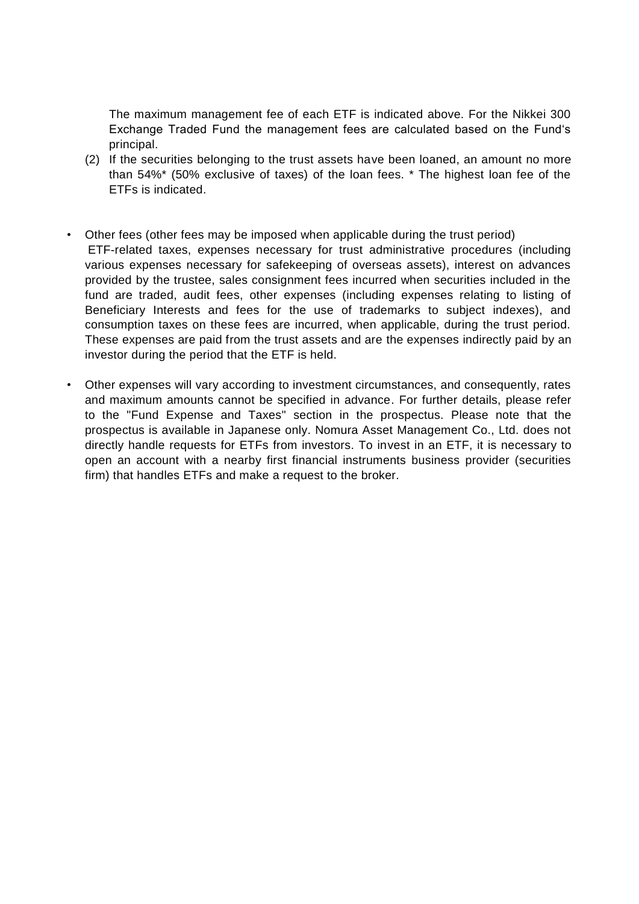The maximum management fee of each ETF is indicated above. For the Nikkei 300 Exchange Traded Fund the management fees are calculated based on the Fund's principal.

(2) If the securities belonging to the trust assets have been loaned, an amount no more than 54%* (50% exclusive of taxes) of the loan fees. * The highest loan fee of the ETFs is indicated.

- Other fees (other fees may be imposed when applicable during the trust period)
  ETF-related taxes, expenses necessary for trust administrative procedures (including various expenses necessary for safekeeping of overseas assets), interest on advances provided by the trustee, sales consignment fees incurred when securities included in the fund are traded, audit fees, other expenses (including expenses relating to listing of Beneficiary Interests and fees for the use of trademarks to subject indexes), and consumption taxes on these fees are incurred, when applicable, during the trust period. These expenses are paid from the trust assets and are the expenses indirectly paid by an investor during the period that the ETF is held.

- Other expenses will vary according to investment circumstances, and consequently, rates and maximum amounts cannot be specified in advance. For further details, please refer to the "Fund Expense and Taxes" section in the prospectus. Please note that the prospectus is available in Japanese only. Nomura Asset Management Co., Ltd. does not directly handle requests for ETFs from investors. To invest in an ETF, it is necessary to open an account with a nearby first financial instruments business provider (securities firm) that handles ETFs and make a request to the broker.